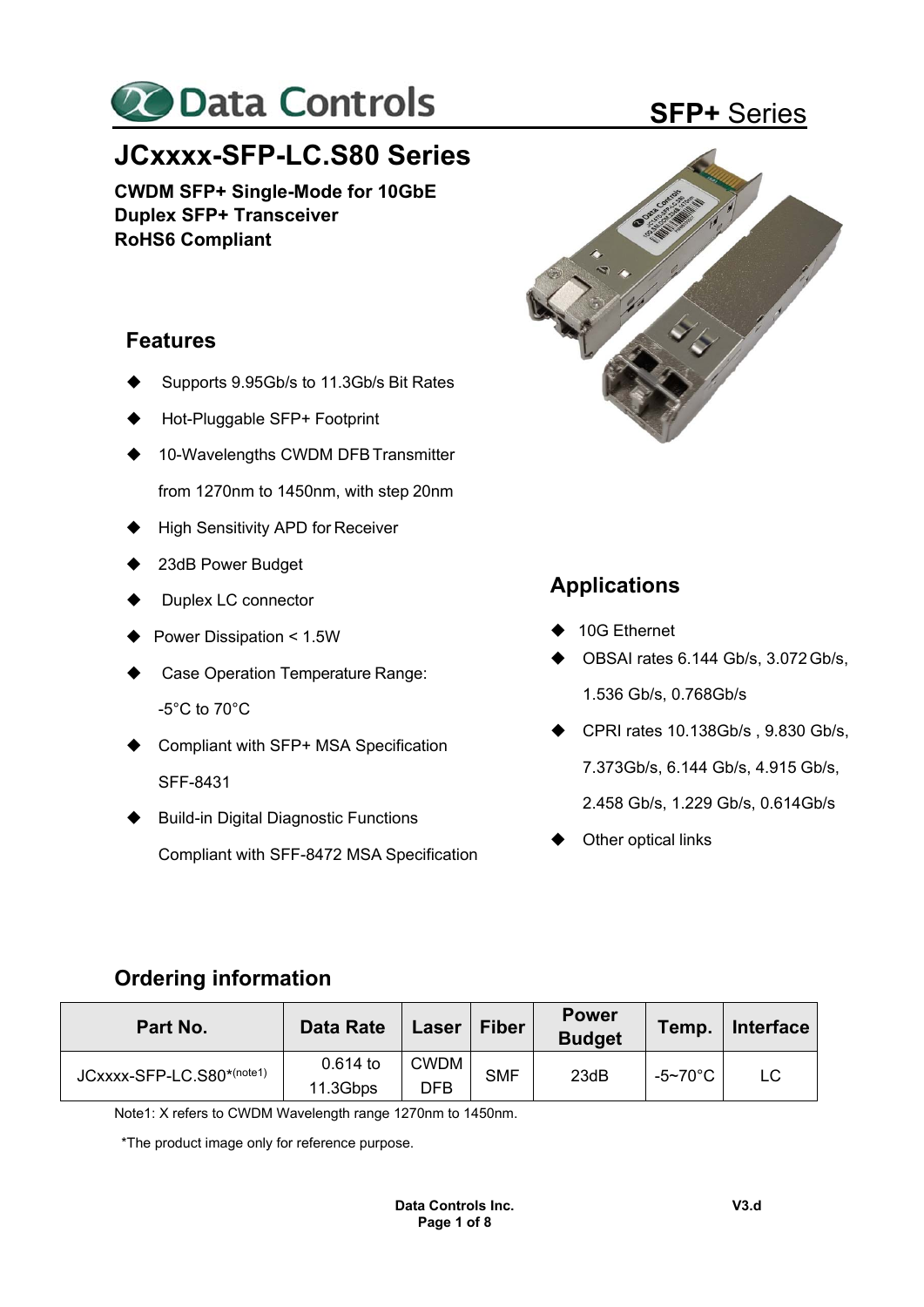Data Controls

SFP+ Series

# JCxxxx-SFP-LC.S80 Series

**CWDM SFP+ Single-Mode for 10GbE**
**Duplex SFP+ Transceiver**
**RoHS6 Compliant**

## Features

- Supports 9.95Gb/s to 11.3Gb/s Bit Rates
- Hot-Pluggable SFP+ Footprint
- 10-Wavelengths CWDM DFB Transmitter from 1270nm to 1450nm, with step 20nm
- High Sensitivity APD for Receiver
- 23dB Power Budget
- Duplex LC connector
- Power Dissipation < 1.5W
- Case Operation Temperature Range: -5°C to 70°C
- Compliant with SFP+ MSA Specification SFF-8431
- Build-in Digital Diagnostic Functions Compliant with SFF-8472 MSA Specification

## Applications

- 10G Ethernet
- OBSAI rates 6.144 Gb/s, 3.072 Gb/s, 1.536 Gb/s, 0.768Gb/s
- CPRI rates 10.138Gb/s , 9.830 Gb/s, 7.373Gb/s, 6.144 Gb/s, 4.915 Gb/s, 2.458 Gb/s, 1.229 Gb/s, 0.614Gb/s
- Other optical links

## Ordering information

| Part No. | Data Rate | Laser | Fiber | Power Budget | Temp. | Interface |
|---|---|---|---|---|---|---|
| JCxxxx-SFP-LC.S80*(note1) | 0.614 to 11.3Gbps | CWDM DFB | SMF | 23dB | -5~70°C | LC |

Note1: X refers to CWDM Wavelength range 1270nm to 1450nm.

*The product image only for reference purpose.

Data Controls Inc.

V3.d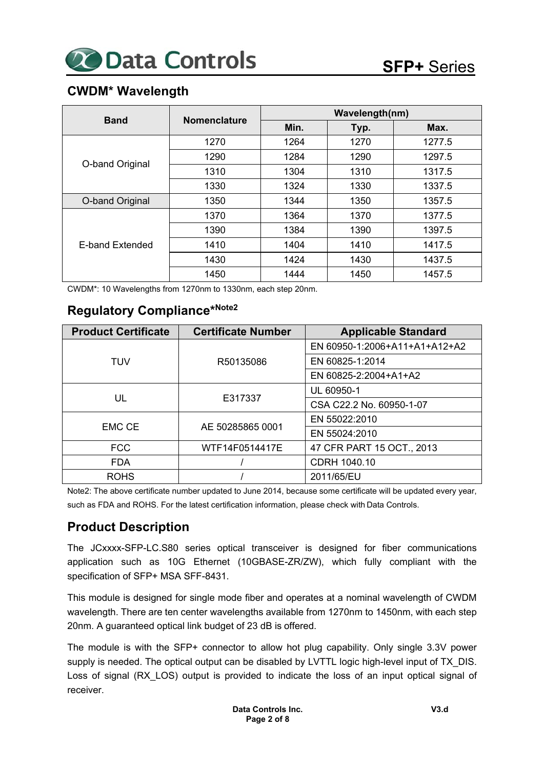## CWDM* Wavelength

| Band | Nomenclature | Wavelength(nm) | | |
|---|---|---|---|---|
| | | Min. | Typ. | Max. |
| O-band Original | 1270 | 1264 | 1270 | 1277.5 |
| | 1290 | 1284 | 1290 | 1297.5 |
| | 1310 | 1304 | 1310 | 1317.5 |
| | 1330 | 1324 | 1330 | 1337.5 |
| O-band Original | 1350 | 1344 | 1350 | 1357.5 |
| E-band Extended | 1370 | 1364 | 1370 | 1377.5 |
| | 1390 | 1384 | 1390 | 1397.5 |
| | 1410 | 1404 | 1410 | 1417.5 |
| | 1430 | 1424 | 1430 | 1437.5 |
| | 1450 | 1444 | 1450 | 1457.5 |

CWDM*: 10 Wavelengths from 1270nm to 1330nm, each step 20nm.

## Regulatory Compliance*Note2

| Product Certificate | Certificate Number | Applicable Standard |
|---|---|---|
| TUV | R50135086 | EN 60950-1:2006+A11+A1+A12+A2 |
| | | EN 60825-1:2014 |
| | | EN 60825-2:2004+A1+A2 |
| UL | E317337 | UL 60950-1 |
| | | CSA C22.2 No. 60950-1-07 |
| EMC CE | AE 50285865 0001 | EN 55022:2010 |
| | | EN 55024:2010 |
| FCC | WTF14F0514417E | 47 CFR PART 15 OCT., 2013 |
| FDA | / | CDRH 1040.10 |
| ROHS | / | 2011/65/EU |

Note2: The above certificate number updated to June 2014, because some certificate will be updated every year, such as FDA and ROHS. For the latest certification information, please check with Data Controls.

## Product Description

The JCxxxx-SFP-LC.S80 series optical transceiver is designed for fiber communications application such as 10G Ethernet (10GBASE-ZR/ZW), which fully compliant with the specification of SFP+ MSA SFF-8431.

This module is designed for single mode fiber and operates at a nominal wavelength of CWDM wavelength. There are ten center wavelengths available from 1270nm to 1450nm, with each step 20nm. A guaranteed optical link budget of 23 dB is offered.

The module is with the SFP+ connector to allow hot plug capability. Only single 3.3V power supply is needed. The optical output can be disabled by LVTTL logic high-level input of TX_DIS. Loss of signal (RX_LOS) output is provided to indicate the loss of an input optical signal of receiver.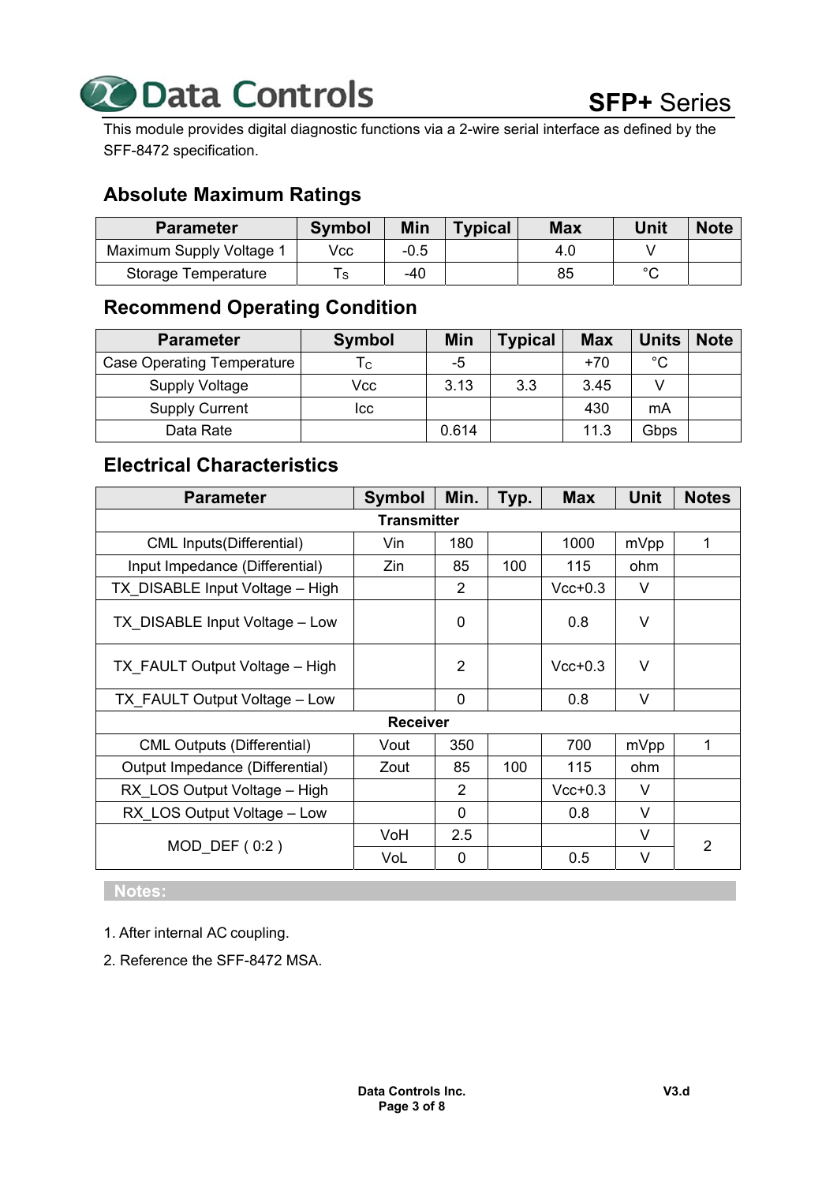This module provides digital diagnostic functions via a 2-wire serial interface as defined by the SFF-8472 specification.

## Absolute Maximum Ratings

| Parameter | Symbol | Min | Typical | Max | Unit | Note |
|---|---|---|---|---|---|---|
| Maximum Supply Voltage 1 | Vcc | -0.5 | | 4.0 | V | |
| Storage Temperature | $T_S$ | -40 | | 85 | °C | |

## Recommend Operating Condition

| Parameter | Symbol | Min | Typical | Max | Units | Note |
|---|---|---|---|---|---|---|
| Case Operating Temperature | $T_C$ | -5 | | +70 | °C | |
| Supply Voltage | Vcc | 3.13 | 3.3 | 3.45 | V | |
| Supply Current | Icc | | | 430 | mA | |
| Data Rate | | 0.614 | | 11.3 | Gbps | |

## Electrical Characteristics

| Parameter | Symbol | Min. | Typ. | Max | Unit | Notes |
|---|---|---|---|---|---|---|
| **Transmitter** | | | | | | |
| CML Inputs(Differential) | Vin | 180 | | 1000 | mVpp | 1 |
| Input Impedance (Differential) | Zin | 85 | 100 | 115 | ohm | |
| TX_DISABLE Input Voltage – High | | 2 | | Vcc+0.3 | V | |
| TX_DISABLE Input Voltage – Low | | 0 | | 0.8 | V | |
| TX_FAULT Output Voltage – High | | 2 | | Vcc+0.3 | V | |
| TX_FAULT Output Voltage – Low | | 0 | | 0.8 | V | |
| **Receiver** | | | | | | |
| CML Outputs (Differential) | Vout | 350 | | 700 | mVpp | 1 |
| Output Impedance (Differential) | Zout | 85 | 100 | 115 | ohm | |
| RX_LOS Output Voltage – High | | 2 | | Vcc+0.3 | V | |
| RX_LOS Output Voltage – Low | | 0 | | 0.8 | V | |
| MOD_DEF ( 0:2 ) | VoH | 2.5 | | | V | 2 |
| | VoL | 0 | | 0.5 | V | |

**Notes:**

1. After internal AC coupling.
2. Reference the SFF-8472 MSA.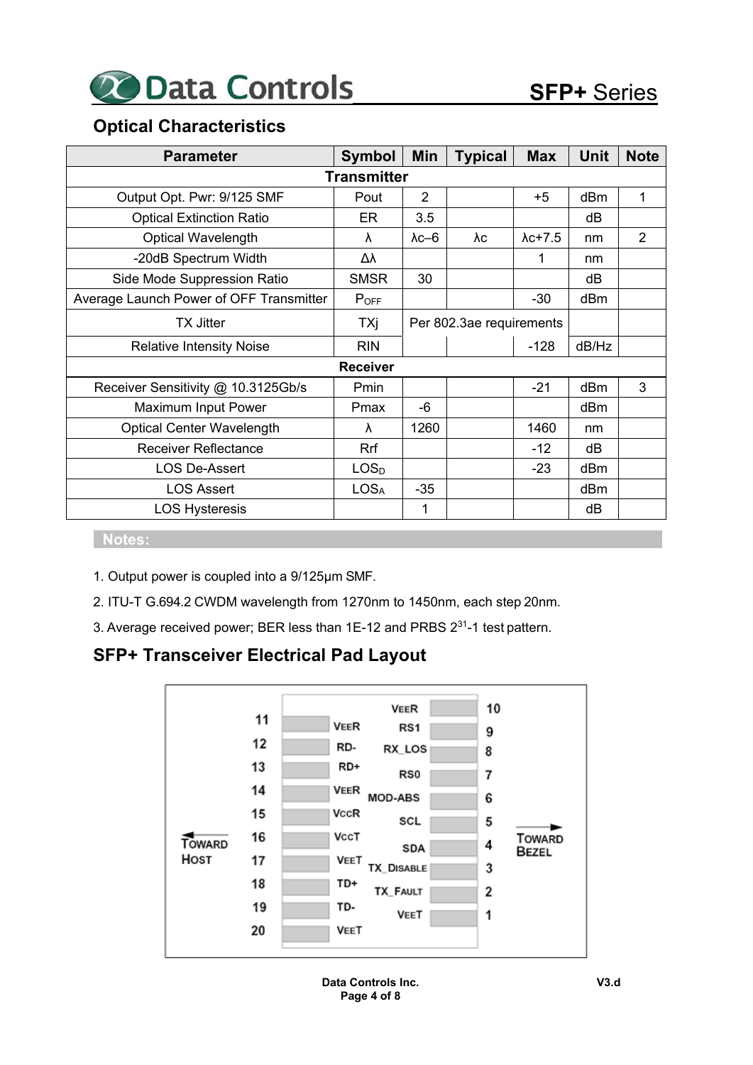## Optical Characteristics

| Parameter | Symbol | Min | Typical | Max | Unit | Note |
|---|---|---|---|---|---|---|
| **Transmitter** | | | | | | |
| Output Opt. Pwr: 9/125 SMF | Pout | 2 | | +5 | dBm | 1 |
| Optical Extinction Ratio | ER | 3.5 | | | dB | |
| Optical Wavelength | λ | λc–6 | λc | λc+7.5 | nm | 2 |
| -20dB Spectrum Width | Δλ | | | 1 | nm | |
| Side Mode Suppression Ratio | SMSR | 30 | | | dB | |
| Average Launch Power of OFF Transmitter | $P_{OFF}$ | | | -30 | dBm | |
| TX Jitter | TXj | Per 802.3ae requirements | | | | |
| Relative Intensity Noise | RIN | | | -128 | dB/Hz | |
| **Receiver** | | | | | | |
| Receiver Sensitivity @ 10.3125Gb/s | Pmin | | | -21 | dBm | 3 |
| Maximum Input Power | Pmax | -6 | | | dBm | |
| Optical Center Wavelength | λ | 1260 | | 1460 | nm | |
| Receiver Reflectance | Rrf | | | -12 | dB | |
| LOS De-Assert | $LOS_D$ | | | -23 | dBm | |
| LOS Assert | $LOS_A$ | -35 | | | dBm | |
| LOS Hysteresis | | 1 | | | dB | |

**Notes:**

1. Output power is coupled into a 9/125µm SMF.
2. ITU-T G.694.2 CWDM wavelength from 1270nm to 1450nm, each step 20nm.
3. Average received power; BER less than 1E-12 and PRBS $2^{31}$-1 test pattern.

## SFP+ Transceiver Electrical Pad Layout

Toward Host

11 VeeR
12 RD-
13 RD+
14 VeeR
15 VccR
16 VccT
17 VeeT
18 TD+
19 TD-
20 VeeT

10 VeeR
9 RS1
8 RX_LOS
7 RS0
6 MOD-ABS
5 SCL
4 SDA
3 TX_Disable
2 TX_Fault
1 VeeT

Toward Bezel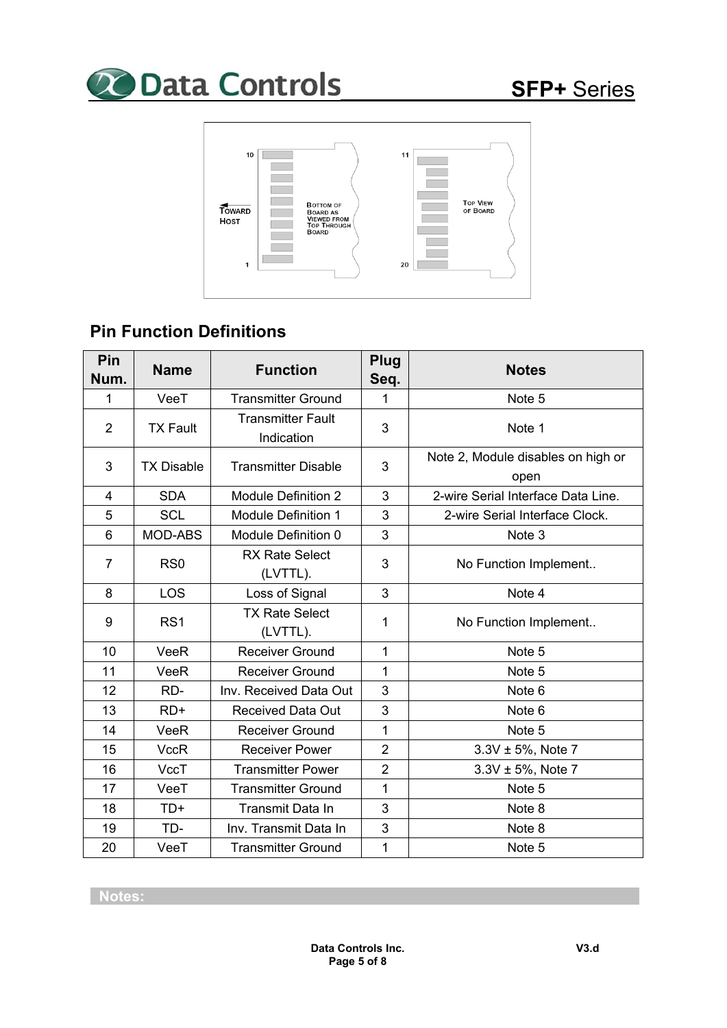10

TOWARD HOST

1

BOTTOM OF BOARD AS VIEWED FROM TOP THROUGH BOARD

11

20

TOP VIEW OF BOARD

## Pin Function Definitions

| Pin Num. | Name | Function | Plug Seq. | Notes |
|---|---|---|---|---|
| 1 | VeeT | Transmitter Ground | 1 | Note 5 |
| 2 | TX Fault | Transmitter Fault Indication | 3 | Note 1 |
| 3 | TX Disable | Transmitter Disable | 3 | Note 2, Module disables on high or open |
| 4 | SDA | Module Definition 2 | 3 | 2-wire Serial Interface Data Line. |
| 5 | SCL | Module Definition 1 | 3 | 2-wire Serial Interface Clock. |
| 6 | MOD-ABS | Module Definition 0 | 3 | Note 3 |
| 7 | RS0 | RX Rate Select (LVTTL). | 3 | No Function Implement.. |
| 8 | LOS | Loss of Signal | 3 | Note 4 |
| 9 | RS1 | TX Rate Select (LVTTL). | 1 | No Function Implement.. |
| 10 | VeeR | Receiver Ground | 1 | Note 5 |
| 11 | VeeR | Receiver Ground | 1 | Note 5 |
| 12 | RD- | Inv. Received Data Out | 3 | Note 6 |
| 13 | RD+ | Received Data Out | 3 | Note 6 |
| 14 | VeeR | Receiver Ground | 1 | Note 5 |
| 15 | VccR | Receiver Power | 2 | 3.3V ± 5%, Note 7 |
| 16 | VccT | Transmitter Power | 2 | 3.3V ± 5%, Note 7 |
| 17 | VeeT | Transmitter Ground | 1 | Note 5 |
| 18 | TD+ | Transmit Data In | 3 | Note 8 |
| 19 | TD- | Inv. Transmit Data In | 3 | Note 8 |
| 20 | VeeT | Transmitter Ground | 1 | Note 5 |

**Notes:**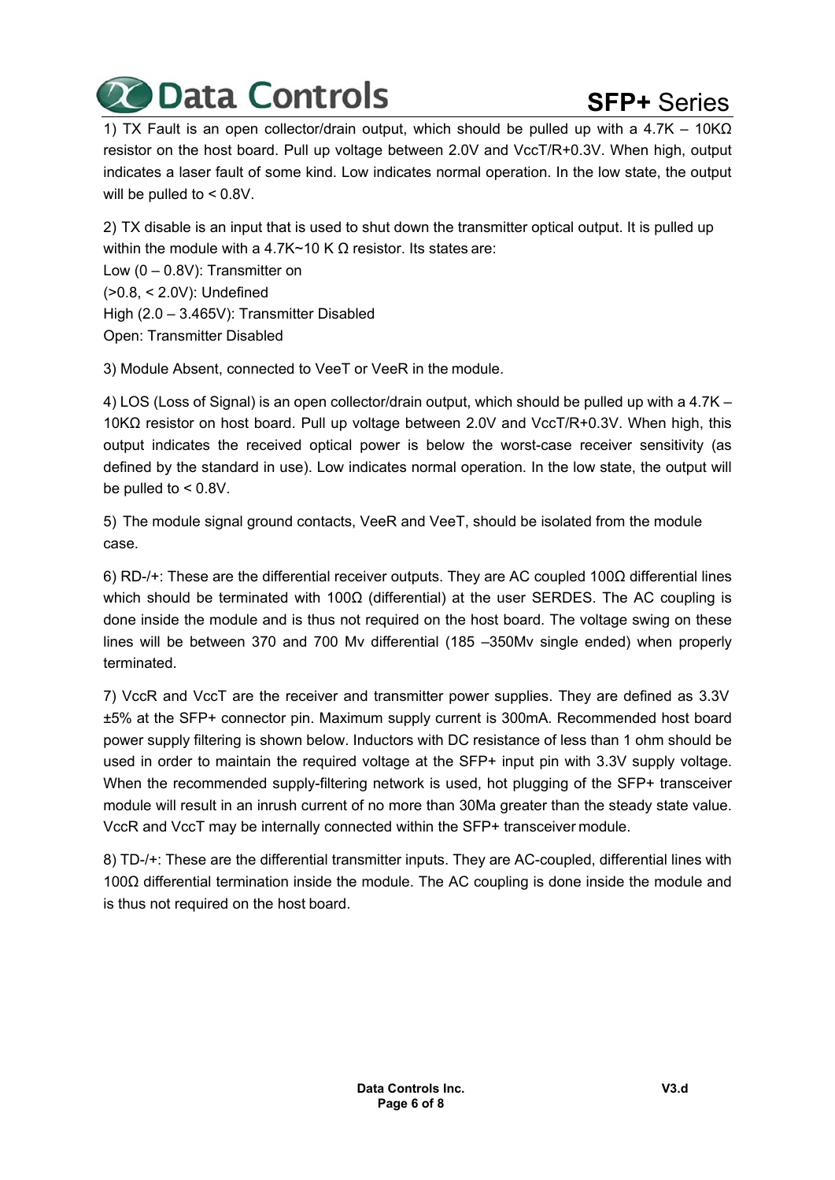1) TX Fault is an open collector/drain output, which should be pulled up with a 4.7K – 10KΩ resistor on the host board. Pull up voltage between 2.0V and VccT/R+0.3V. When high, output indicates a laser fault of some kind. Low indicates normal operation. In the low state, the output will be pulled to < 0.8V.

2) TX disable is an input that is used to shut down the transmitter optical output. It is pulled up within the module with a 4.7K~10 K Ω resistor. Its states are:
Low (0 – 0.8V): Transmitter on
(>0.8, < 2.0V): Undefined
High (2.0 – 3.465V): Transmitter Disabled
Open: Transmitter Disabled

3) Module Absent, connected to VeeT or VeeR in the module.

4) LOS (Loss of Signal) is an open collector/drain output, which should be pulled up with a 4.7K – 10KΩ resistor on host board. Pull up voltage between 2.0V and VccT/R+0.3V. When high, this output indicates the received optical power is below the worst-case receiver sensitivity (as defined by the standard in use). Low indicates normal operation. In the low state, the output will be pulled to < 0.8V.

5) The module signal ground contacts, VeeR and VeeT, should be isolated from the module case.

6) RD-/+: These are the differential receiver outputs. They are AC coupled 100Ω differential lines which should be terminated with 100Ω (differential) at the user SERDES. The AC coupling is done inside the module and is thus not required on the host board. The voltage swing on these lines will be between 370 and 700 Mv differential (185 –350Mv single ended) when properly terminated.

7) VccR and VccT are the receiver and transmitter power supplies. They are defined as 3.3V ±5% at the SFP+ connector pin. Maximum supply current is 300mA. Recommended host board power supply filtering is shown below. Inductors with DC resistance of less than 1 ohm should be used in order to maintain the required voltage at the SFP+ input pin with 3.3V supply voltage. When the recommended supply-filtering network is used, hot plugging of the SFP+ transceiver module will result in an inrush current of no more than 30Ma greater than the steady state value. VccR and VccT may be internally connected within the SFP+ transceiver module.

8) TD-/+: These are the differential transmitter inputs. They are AC-coupled, differential lines with 100Ω differential termination inside the module. The AC coupling is done inside the module and is thus not required on the host board.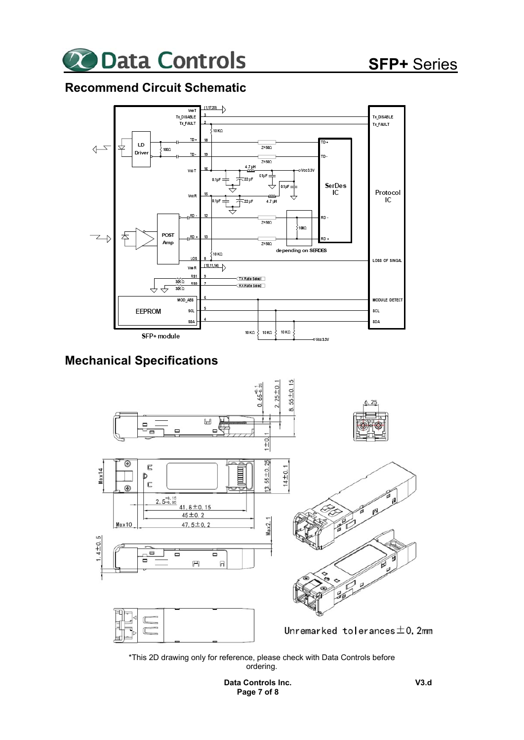## Recommend Circuit Schematic

VeeT
Tx_DISABLE
Tx_FAULT
(1,17,20)
3
2
10 KΩ
LD Driver
100Ω
TD+
TD-
18
19
Z=50Ω
Z=50Ω
VccT
16
4.7 μH
0.1μF
22 μF
0.1μF
Vcc3.3V
0.1μF
VccR
15
0.1μF
22 μF
4.7 μH
SerDes IC
TD+
TD-
Protocol IC
Tx_DISABLE
Tx_FAULT
RD-
12
Z=50Ω
POST Amp
RD+
13
Z=50Ω
100Ω
RD-
RD+
depending on SERDES
10 KΩ
LOS
8
LOSS OF SINGAL
VeeR
(10,11,14)
RS1
9
RS0
7
30KΩ
30KΩ
TX Rate Select
RX Rate Select
EEPROM
MOD_ABS
6
SCL
5
SDA
4
MODULE DETECT
SCL
SDA
10 KΩ
10 KΩ
10 KΩ
Vcc3.3V
SFP+ module

## Mechanical Specifications

$0.65^{+0.1}_{-0.25}$
2.25±0.1
8.55±0.15
6.25
1±0.1
Max14
13.55±0.25
14±0.1
$2.5^{+0.15}_{-0.05}$
41.8±0.15
45±0.2
Max10
47.5±0.2
Max2.1
1.4±0.5

Unremarked tolerances±0.2mm

*This 2D drawing only for reference, please check with Data Controls before ordering.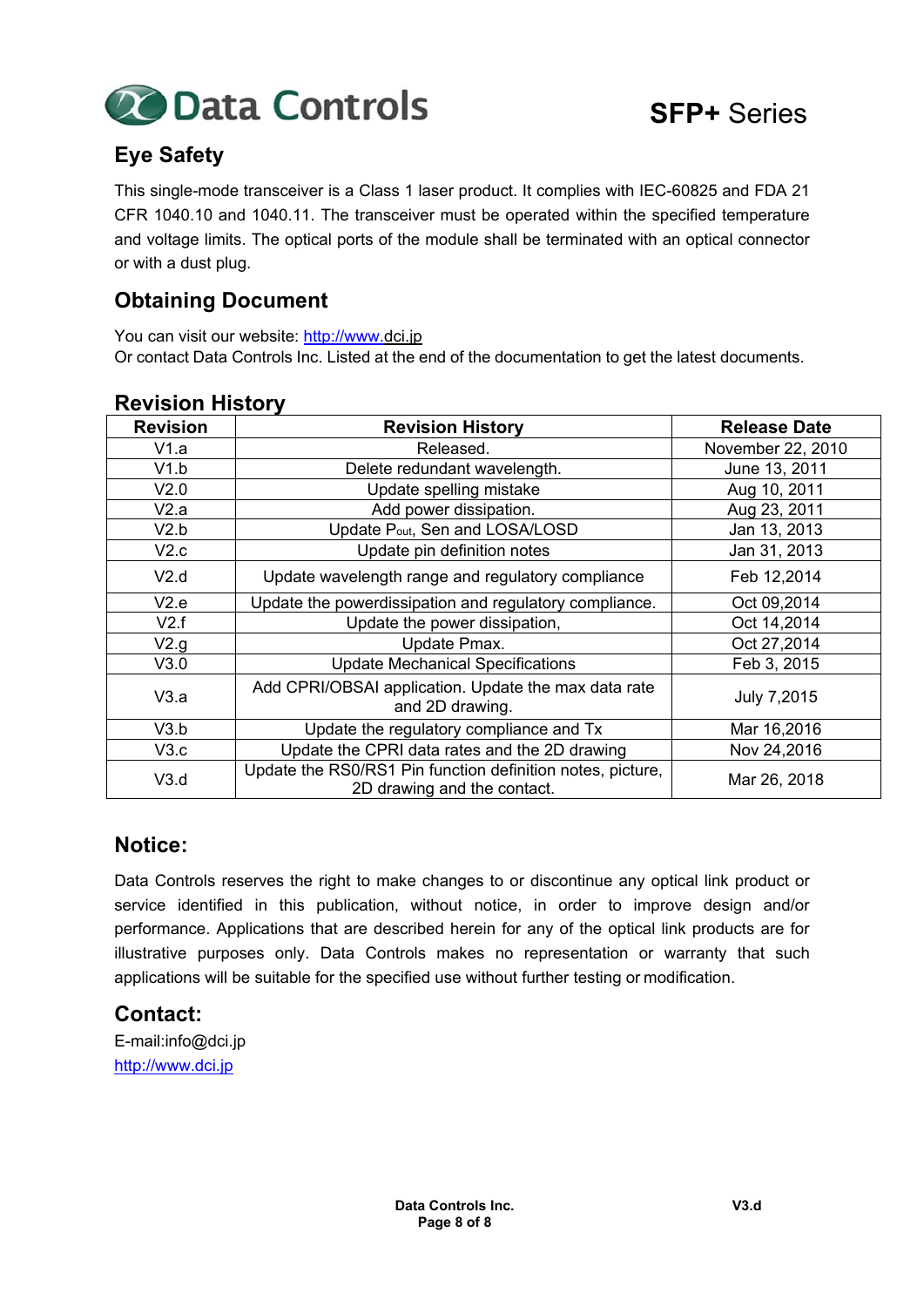## Eye Safety

This single-mode transceiver is a Class 1 laser product. It complies with IEC-60825 and FDA 21 CFR 1040.10 and 1040.11. The transceiver must be operated within the specified temperature and voltage limits. The optical ports of the module shall be terminated with an optical connector or with a dust plug.

## Obtaining Document

You can visit our website: http://www.dci.jp
Or contact Data Controls Inc. Listed at the end of the documentation to get the latest documents.

## Revision History

| Revision | Revision History | Release Date |
|---|---|---|
| V1.a | Released. | November 22, 2010 |
| V1.b | Delete redundant wavelength. | June 13, 2011 |
| V2.0 | Update spelling mistake | Aug 10, 2011 |
| V2.a | Add power dissipation. | Aug 23, 2011 |
| V2.b | Update $P_{out}$, Sen and LOSA/LOSD | Jan 13, 2013 |
| V2.c | Update pin definition notes | Jan 31, 2013 |
| V2.d | Update wavelength range and regulatory compliance | Feb 12,2014 |
| V2.e | Update the powerdissipation and regulatory compliance. | Oct 09,2014 |
| V2.f | Update the power dissipation, | Oct 14,2014 |
| V2.g | Update Pmax. | Oct 27,2014 |
| V3.0 | Update Mechanical Specifications | Feb 3, 2015 |
| V3.a | Add CPRI/OBSAI application. Update the max data rate and 2D drawing. | July 7,2015 |
| V3.b | Update the regulatory compliance and Tx | Mar 16,2016 |
| V3.c | Update the CPRI data rates and the 2D drawing | Nov 24,2016 |
| V3.d | Update the RS0/RS1 Pin function definition notes, picture, 2D drawing and the contact. | Mar 26, 2018 |

## Notice:

Data Controls reserves the right to make changes to or discontinue any optical link product or service identified in this publication, without notice, in order to improve design and/or performance. Applications that are described herein for any of the optical link products are for illustrative purposes only. Data Controls makes no representation or warranty that such applications will be suitable for the specified use without further testing or modification.

## Contact:

E-mail:info@dci.jp
http://www.dci.jp